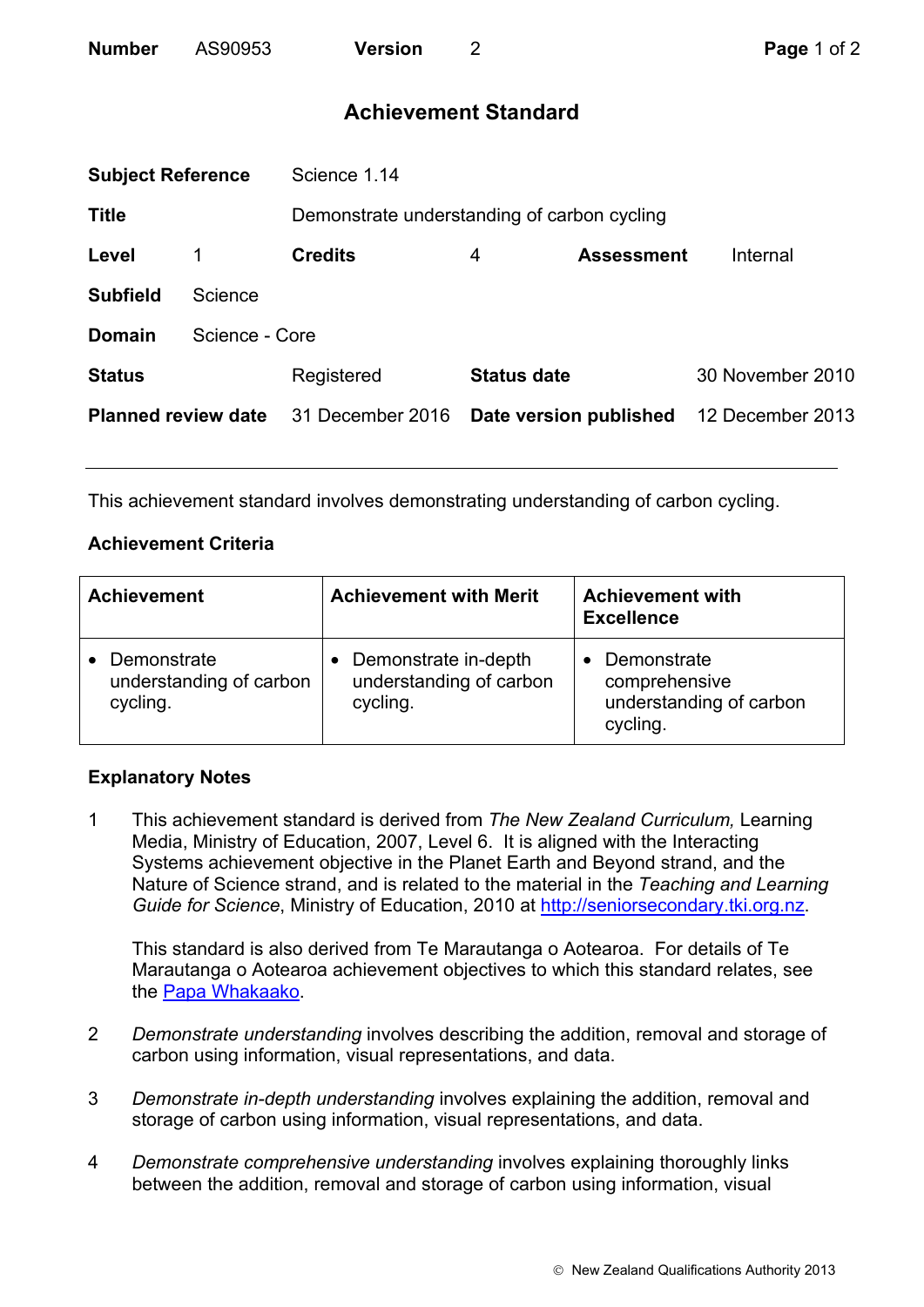| Number | AS90953 | Version | 2 |
|---|---|---|---|

# Achievement Standard

| | | | | | |
|---|---|---|---|---|---|
| **Subject Reference** | | Science 1.14 | | | |
| **Title** | | Demonstrate understanding of carbon cycling | | | |
| **Level** | 1 | **Credits** | 4 | **Assessment** | Internal |
| **Subfield** | Science | | | | |
| **Domain** | Science - Core | | | | |
| **Status** | | Registered | **Status date** | | 30 November 2010 |
| **Planned review date** | | 31 December 2016 | **Date version published** | | 12 December 2013 |

---

This achievement standard involves demonstrating understanding of carbon cycling.

## Achievement Criteria

| Achievement | Achievement with Merit | Achievement with Excellence |
|---|---|---|
| • Demonstrate understanding of carbon cycling. | • Demonstrate in-depth understanding of carbon cycling. | • Demonstrate comprehensive understanding of carbon cycling. |

## Explanatory Notes

1 This achievement standard is derived from *The New Zealand Curriculum,* Learning Media, Ministry of Education, 2007, Level 6. It is aligned with the Interacting Systems achievement objective in the Planet Earth and Beyond strand, and the Nature of Science strand, and is related to the material in the *Teaching and Learning Guide for Science*, Ministry of Education, 2010 at http://seniorsecondary.tki.org.nz.

   This standard is also derived from Te Marautanga o Aotearoa. For details of Te Marautanga o Aotearoa achievement objectives to which this standard relates, see the Papa Whakaako.

2 *Demonstrate understanding* involves describing the addition, removal and storage of carbon using information, visual representations, and data.

3 *Demonstrate in-depth understanding* involves explaining the addition, removal and storage of carbon using information, visual representations, and data.

4 *Demonstrate comprehensive understanding* involves explaining thoroughly links between the addition, removal and storage of carbon using information, visual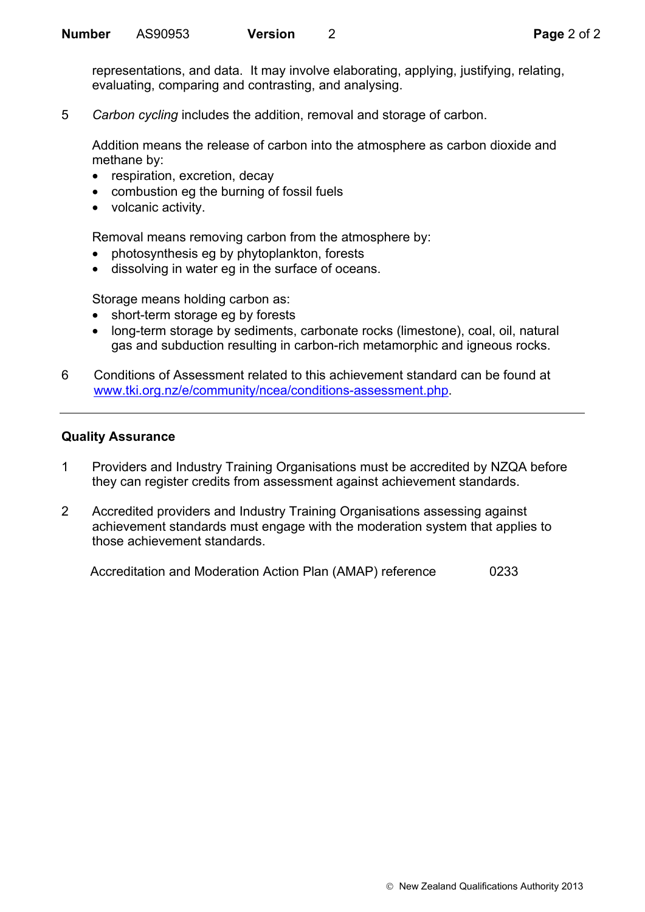representations, and data. It may involve elaborating, applying, justifying, relating, evaluating, comparing and contrasting, and analysing.

5 *Carbon cycling* includes the addition, removal and storage of carbon.

Addition means the release of carbon into the atmosphere as carbon dioxide and methane by:

- respiration, excretion, decay
- combustion eg the burning of fossil fuels
- volcanic activity.

Removal means removing carbon from the atmosphere by:

- photosynthesis eg by phytoplankton, forests
- dissolving in water eg in the surface of oceans.

Storage means holding carbon as:

- short-term storage eg by forests
- long-term storage by sediments, carbonate rocks (limestone), coal, oil, natural gas and subduction resulting in carbon-rich metamorphic and igneous rocks.

6 Conditions of Assessment related to this achievement standard can be found at www.tki.org.nz/e/community/ncea/conditions-assessment.php.

---

## Quality Assurance

1 Providers and Industry Training Organisations must be accredited by NZQA before they can register credits from assessment against achievement standards.

2 Accredited providers and Industry Training Organisations assessing against achievement standards must engage with the moderation system that applies to those achievement standards.

Accreditation and Moderation Action Plan (AMAP) reference 0233

© New Zealand Qualifications Authority 2013